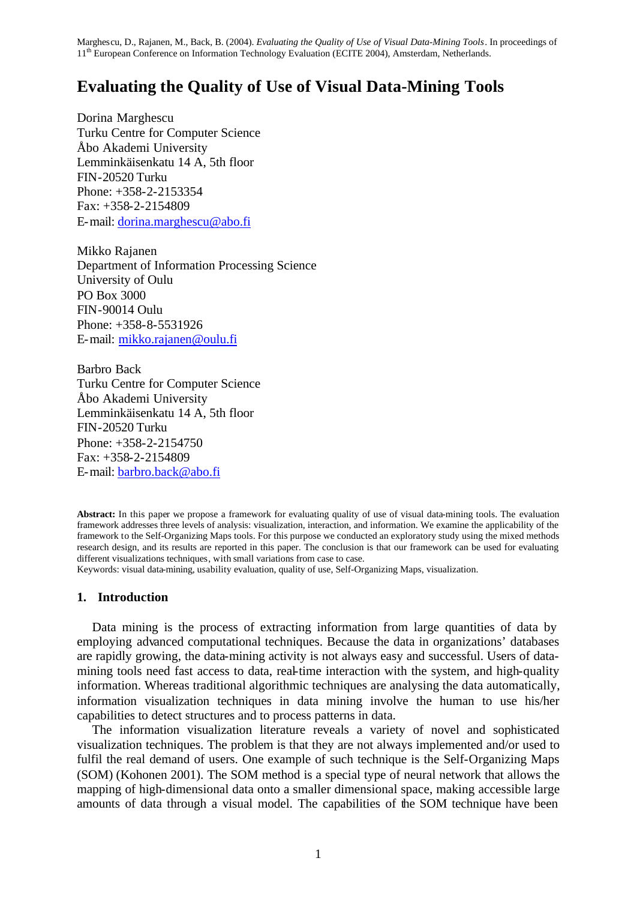Marghescu, D., Rajanen, M., Back, B. (2004). *Evaluating the Quality of Use of Visual Data-Mining Tools*. In proceedings of 11th European Conference on Information Technology Evaluation (ECITE 2004), Amsterdam, Netherlands.

# Evaluating the Quality of Use of Visual Data-Mining Tools

Dorina Marghescu
Turku Centre for Computer Science
Åbo Akademi University
Lemminkäisenkatu 14 A, 5th floor
FIN-20520 Turku
Phone: +358-2-2153354
Fax: +358-2-2154809
E-mail: dorina.marghescu@abo.fi

Mikko Rajanen
Department of Information Processing Science
University of Oulu
PO Box 3000
FIN-90014 Oulu
Phone: +358-8-5531926
E-mail: mikko.rajanen@oulu.fi

Barbro Back
Turku Centre for Computer Science
Åbo Akademi University
Lemminkäisenkatu 14 A, 5th floor
FIN-20520 Turku
Phone: +358-2-2154750
Fax: +358-2-2154809
E-mail: barbro.back@abo.fi

**Abstract:** In this paper we propose a framework for evaluating quality of use of visual data-mining tools. The evaluation framework addresses three levels of analysis: visualization, interaction, and information. We examine the applicability of the framework to the Self-Organizing Maps tools. For this purpose we conducted an exploratory study using the mixed methods research design, and its results are reported in this paper. The conclusion is that our framework can be used for evaluating different visualizations techniques, with small variations from case to case.

Keywords: visual data-mining, usability evaluation, quality of use, Self-Organizing Maps, visualization.

## 1. Introduction

Data mining is the process of extracting information from large quantities of data by employing advanced computational techniques. Because the data in organizations' databases are rapidly growing, the data-mining activity is not always easy and successful. Users of data-mining tools need fast access to data, real-time interaction with the system, and high-quality information. Whereas traditional algorithmic techniques are analysing the data automatically, information visualization techniques in data mining involve the human to use his/her capabilities to detect structures and to process patterns in data.

The information visualization literature reveals a variety of novel and sophisticated visualization techniques. The problem is that they are not always implemented and/or used to fulfil the real demand of users. One example of such technique is the Self-Organizing Maps (SOM) (Kohonen 2001). The SOM method is a special type of neural network that allows the mapping of high-dimensional data onto a smaller dimensional space, making accessible large amounts of data through a visual model. The capabilities of the SOM technique have been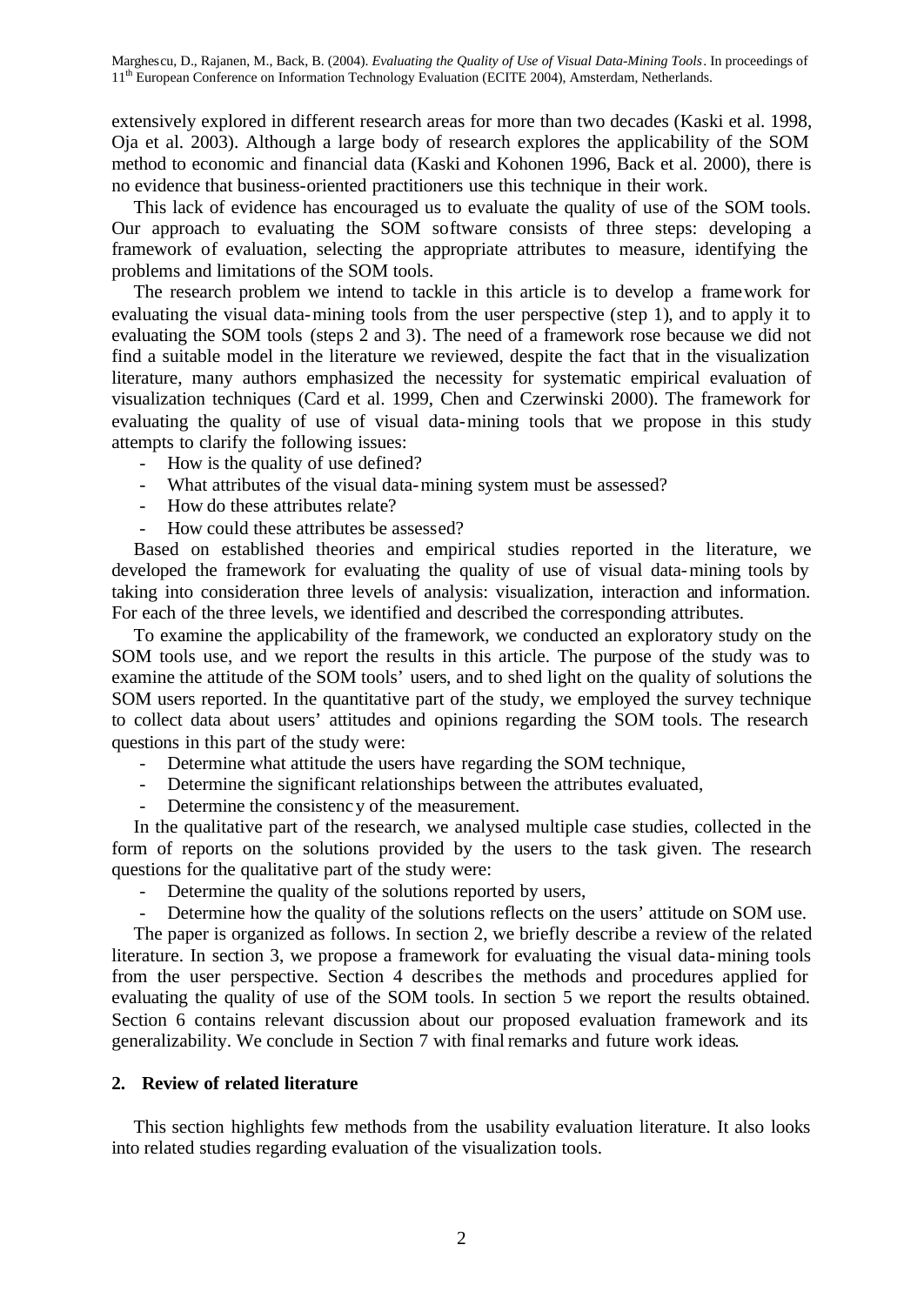extensively explored in different research areas for more than two decades (Kaski et al. 1998, Oja et al. 2003). Although a large body of research explores the applicability of the SOM method to economic and financial data (Kaski and Kohonen 1996, Back et al. 2000), there is no evidence that business-oriented practitioners use this technique in their work.

This lack of evidence has encouraged us to evaluate the quality of use of the SOM tools. Our approach to evaluating the SOM software consists of three steps: developing a framework of evaluation, selecting the appropriate attributes to measure, identifying the problems and limitations of the SOM tools.

The research problem we intend to tackle in this article is to develop a framework for evaluating the visual data-mining tools from the user perspective (step 1), and to apply it to evaluating the SOM tools (steps 2 and 3). The need of a framework rose because we did not find a suitable model in the literature we reviewed, despite the fact that in the visualization literature, many authors emphasized the necessity for systematic empirical evaluation of visualization techniques (Card et al. 1999, Chen and Czerwinski 2000). The framework for evaluating the quality of use of visual data-mining tools that we propose in this study attempts to clarify the following issues:

- How is the quality of use defined?
- What attributes of the visual data-mining system must be assessed?
- How do these attributes relate?
- How could these attributes be assessed?

Based on established theories and empirical studies reported in the literature, we developed the framework for evaluating the quality of use of visual data-mining tools by taking into consideration three levels of analysis: visualization, interaction and information. For each of the three levels, we identified and described the corresponding attributes.

To examine the applicability of the framework, we conducted an exploratory study on the SOM tools use, and we report the results in this article. The purpose of the study was to examine the attitude of the SOM tools' users, and to shed light on the quality of solutions the SOM users reported. In the quantitative part of the study, we employed the survey technique to collect data about users' attitudes and opinions regarding the SOM tools. The research questions in this part of the study were:

- Determine what attitude the users have regarding the SOM technique,
- Determine the significant relationships between the attributes evaluated,
- Determine the consistency of the measurement.

In the qualitative part of the research, we analysed multiple case studies, collected in the form of reports on the solutions provided by the users to the task given. The research questions for the qualitative part of the study were:

- Determine the quality of the solutions reported by users,
- Determine how the quality of the solutions reflects on the users' attitude on SOM use.

The paper is organized as follows. In section 2, we briefly describe a review of the related literature. In section 3, we propose a framework for evaluating the visual data-mining tools from the user perspective. Section 4 describes the methods and procedures applied for evaluating the quality of use of the SOM tools. In section 5 we report the results obtained. Section 6 contains relevant discussion about our proposed evaluation framework and its generalizability. We conclude in Section 7 with final remarks and future work ideas.

## 2. Review of related literature

This section highlights few methods from the usability evaluation literature. It also looks into related studies regarding evaluation of the visualization tools.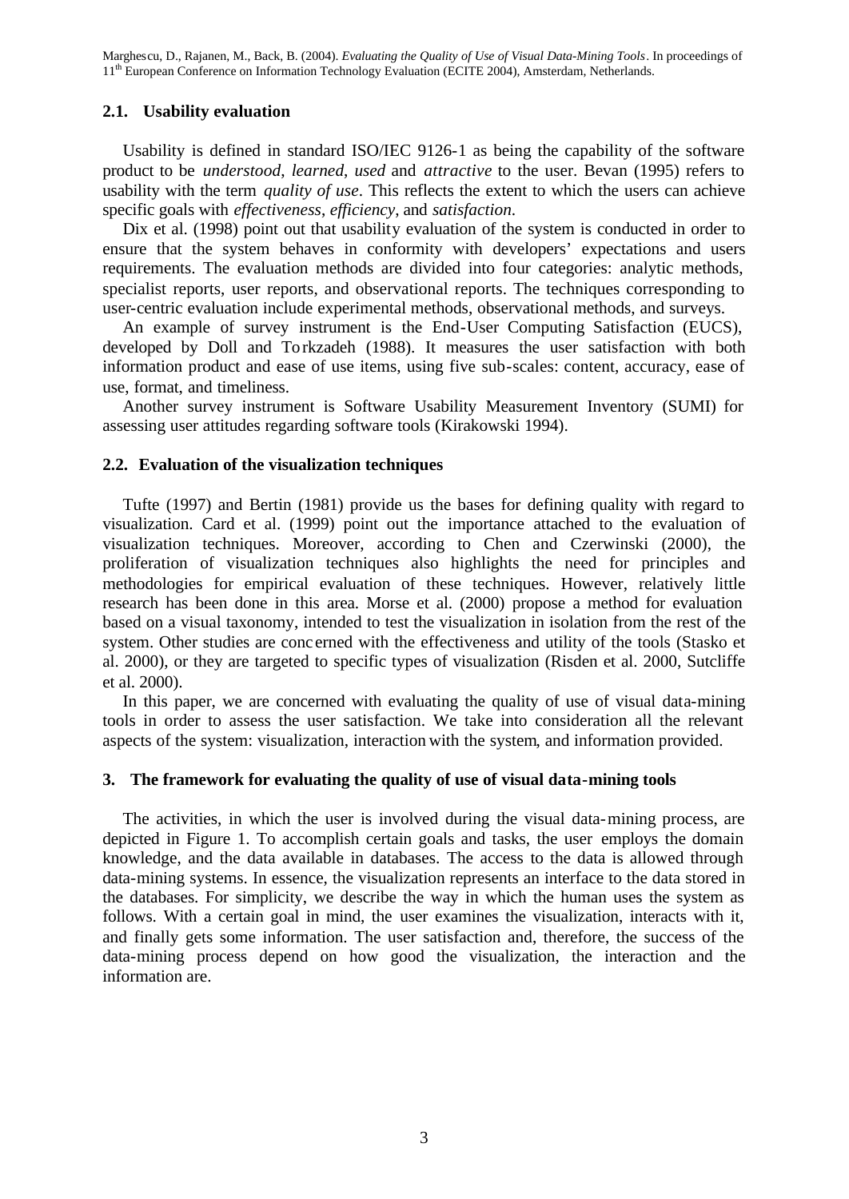### 2.1. Usability evaluation

Usability is defined in standard ISO/IEC 9126-1 as being the capability of the software product to be *understood*, *learned*, *used* and *attractive* to the user. Bevan (1995) refers to usability with the term *quality of use*. This reflects the extent to which the users can achieve specific goals with *effectiveness*, *efficiency*, and *satisfaction*.

Dix et al. (1998) point out that usability evaluation of the system is conducted in order to ensure that the system behaves in conformity with developers' expectations and users requirements. The evaluation methods are divided into four categories: analytic methods, specialist reports, user reports, and observational reports. The techniques corresponding to user-centric evaluation include experimental methods, observational methods, and surveys.

An example of survey instrument is the End-User Computing Satisfaction (EUCS), developed by Doll and Torkzadeh (1988). It measures the user satisfaction with both information product and ease of use items, using five sub-scales: content, accuracy, ease of use, format, and timeliness.

Another survey instrument is Software Usability Measurement Inventory (SUMI) for assessing user attitudes regarding software tools (Kirakowski 1994).

### 2.2. Evaluation of the visualization techniques

Tufte (1997) and Bertin (1981) provide us the bases for defining quality with regard to visualization. Card et al. (1999) point out the importance attached to the evaluation of visualization techniques. Moreover, according to Chen and Czerwinski (2000), the proliferation of visualization techniques also highlights the need for principles and methodologies for empirical evaluation of these techniques. However, relatively little research has been done in this area. Morse et al. (2000) propose a method for evaluation based on a visual taxonomy, intended to test the visualization in isolation from the rest of the system. Other studies are concerned with the effectiveness and utility of the tools (Stasko et al. 2000), or they are targeted to specific types of visualization (Risden et al. 2000, Sutcliffe et al. 2000).

In this paper, we are concerned with evaluating the quality of use of visual data-mining tools in order to assess the user satisfaction. We take into consideration all the relevant aspects of the system: visualization, interaction with the system, and information provided.

## 3. The framework for evaluating the quality of use of visual data-mining tools

The activities, in which the user is involved during the visual data-mining process, are depicted in Figure 1. To accomplish certain goals and tasks, the user employs the domain knowledge, and the data available in databases. The access to the data is allowed through data-mining systems. In essence, the visualization represents an interface to the data stored in the databases. For simplicity, we describe the way in which the human uses the system as follows. With a certain goal in mind, the user examines the visualization, interacts with it, and finally gets some information. The user satisfaction and, therefore, the success of the data-mining process depend on how good the visualization, the interaction and the information are.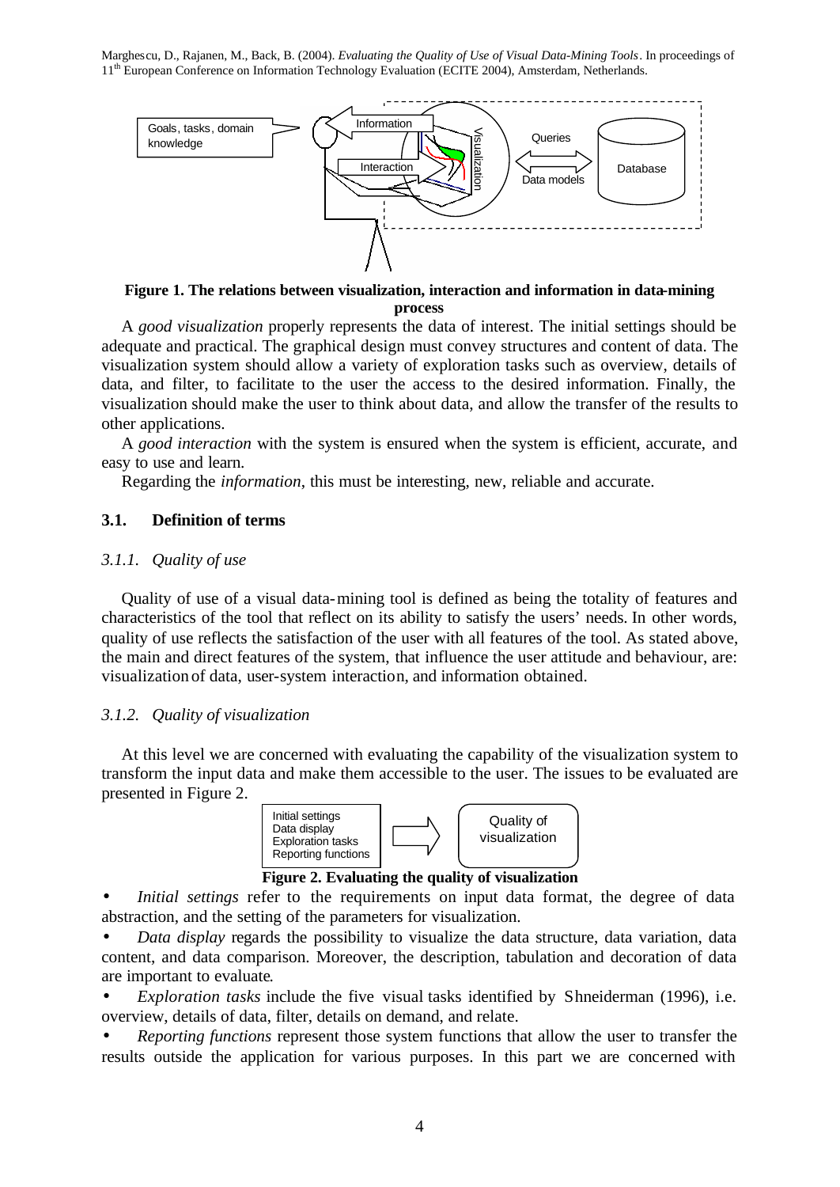**Figure 1. The relations between visualization, interaction and information in data-mining process**

A *good visualization* properly represents the data of interest. The initial settings should be adequate and practical. The graphical design must convey structures and content of data. The visualization system should allow a variety of exploration tasks such as overview, details of data, and filter, to facilitate to the user the access to the desired information. Finally, the visualization should make the user to think about data, and allow the transfer of the results to other applications.

A *good interaction* with the system is ensured when the system is efficient, accurate, and easy to use and learn.

Regarding the *information*, this must be interesting, new, reliable and accurate.

### 3.1. Definition of terms

#### *3.1.1. Quality of use*

Quality of use of a visual data-mining tool is defined as being the totality of features and characteristics of the tool that reflect on its ability to satisfy the users' needs. In other words, quality of use reflects the satisfaction of the user with all features of the tool. As stated above, the main and direct features of the system, that influence the user attitude and behaviour, are: visualization of data, user-system interaction, and information obtained.

#### *3.1.2. Quality of visualization*

At this level we are concerned with evaluating the capability of the visualization system to transform the input data and make them accessible to the user. The issues to be evaluated are presented in Figure 2.

**Figure 2. Evaluating the quality of visualization**

- *Initial settings* refer to the requirements on input data format, the degree of data abstraction, and the setting of the parameters for visualization.
- *Data display* regards the possibility to visualize the data structure, data variation, data content, and data comparison. Moreover, the description, tabulation and decoration of data are important to evaluate.
- *Exploration tasks* include the five visual tasks identified by Shneiderman (1996), i.e. overview, details of data, filter, details on demand, and relate.
- *Reporting functions* represent those system functions that allow the user to transfer the results outside the application for various purposes. In this part we are concerned with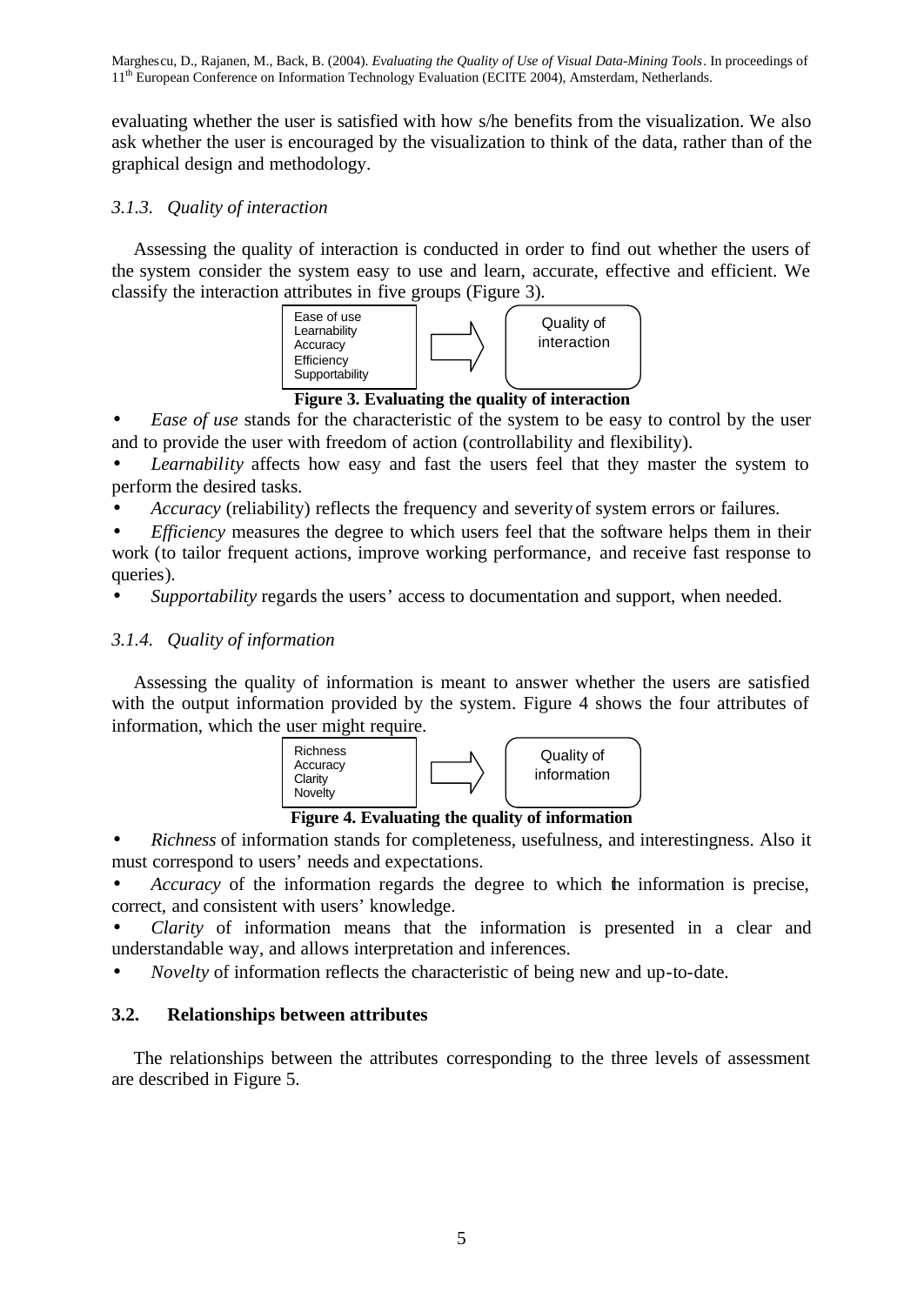evaluating whether the user is satisfied with how s/he benefits from the visualization. We also ask whether the user is encouraged by the visualization to think of the data, rather than of the graphical design and methodology.

### *3.1.3. Quality of interaction*

Assessing the quality of interaction is conducted in order to find out whether the users of the system consider the system easy to use and learn, accurate, effective and efficient. We classify the interaction attributes in five groups (Figure 3).

Ease of use
Learnability
Accuracy
Efficiency
Supportability
→ Quality of interaction

**Figure 3. Evaluating the quality of interaction**

- *Ease of use* stands for the characteristic of the system to be easy to control by the user and to provide the user with freedom of action (controllability and flexibility).
- *Learnability* affects how easy and fast the users feel that they master the system to perform the desired tasks.
- *Accuracy* (reliability) reflects the frequency and severity of system errors or failures.
- *Efficiency* measures the degree to which users feel that the software helps them in their work (to tailor frequent actions, improve working performance, and receive fast response to queries).
- *Supportability* regards the users' access to documentation and support, when needed.

### *3.1.4. Quality of information*

Assessing the quality of information is meant to answer whether the users are satisfied with the output information provided by the system. Figure 4 shows the four attributes of information, which the user might require.

Richness
Accuracy
Clarity
Novelty
→ Quality of information

**Figure 4. Evaluating the quality of information**

- *Richness* of information stands for completeness, usefulness, and interestingness. Also it must correspond to users' needs and expectations.
- *Accuracy* of the information regards the degree to which the information is precise, correct, and consistent with users' knowledge.
- *Clarity* of information means that the information is presented in a clear and understandable way, and allows interpretation and inferences.
- *Novelty* of information reflects the characteristic of being new and up-to-date.

### **3.2. Relationships between attributes**

The relationships between the attributes corresponding to the three levels of assessment are described in Figure 5.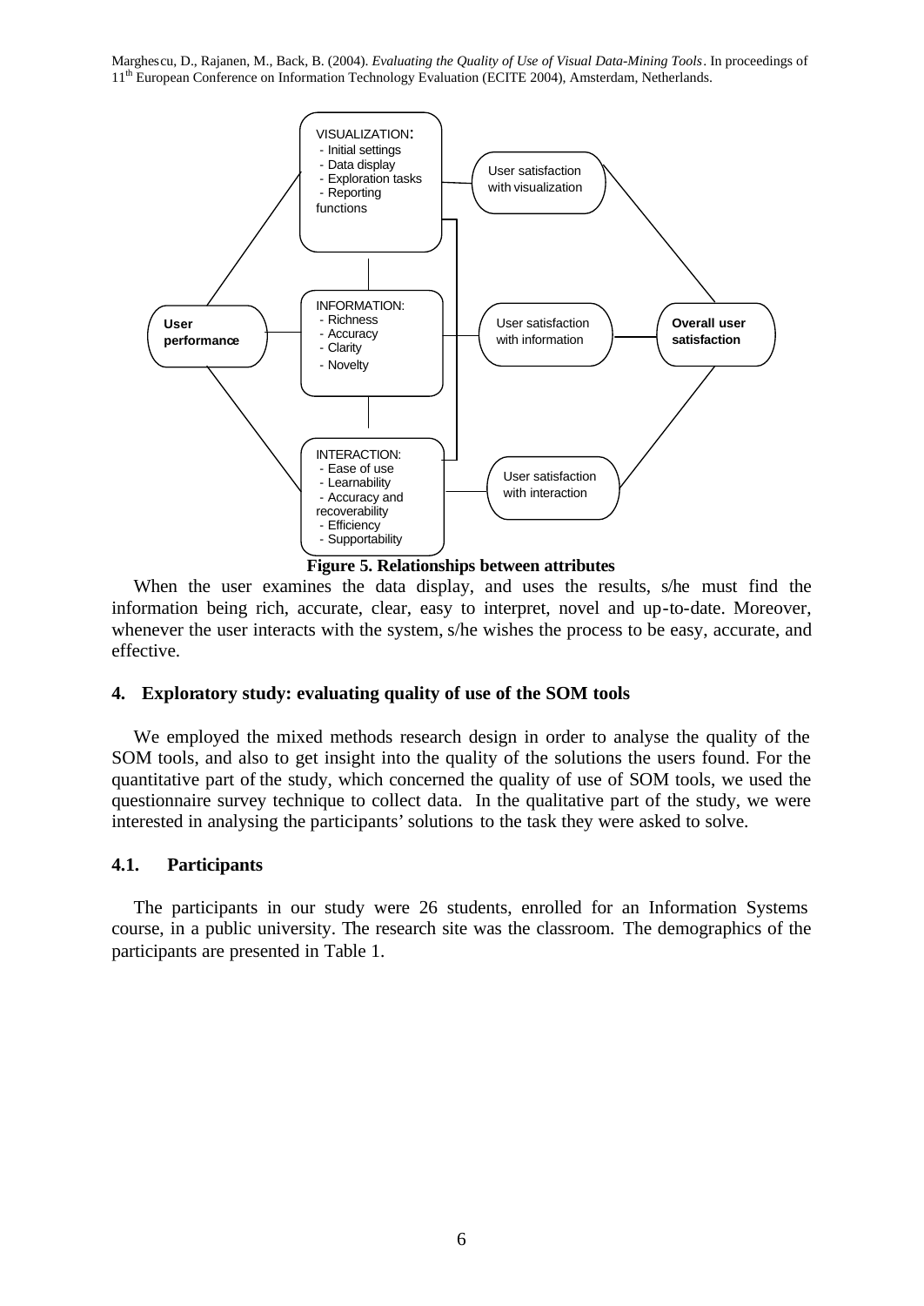VISUALIZATION:
- Initial settings
- Data display
- Exploration tasks
- Reporting functions

INFORMATION:
- Richness
- Accuracy
- Clarity
- Novelty

INTERACTION:
- Ease of use
- Learnability
- Accuracy and recoverability
- Efficiency
- Supportability

User satisfaction with visualization

User satisfaction with information

User satisfaction with interaction

**User performance**

**Overall user satisfaction**

**Figure 5. Relationships between attributes**

When the user examines the data display, and uses the results, s/he must find the information being rich, accurate, clear, easy to interpret, novel and up-to-date. Moreover, whenever the user interacts with the system, s/he wishes the process to be easy, accurate, and effective.

## 4. Exploratory study: evaluating quality of use of the SOM tools

We employed the mixed methods research design in order to analyse the quality of the SOM tools, and also to get insight into the quality of the solutions the users found. For the quantitative part of the study, which concerned the quality of use of SOM tools, we used the questionnaire survey technique to collect data. In the qualitative part of the study, we were interested in analysing the participants' solutions to the task they were asked to solve.

### 4.1. Participants

The participants in our study were 26 students, enrolled for an Information Systems course, in a public university. The research site was the classroom. The demographics of the participants are presented in Table 1.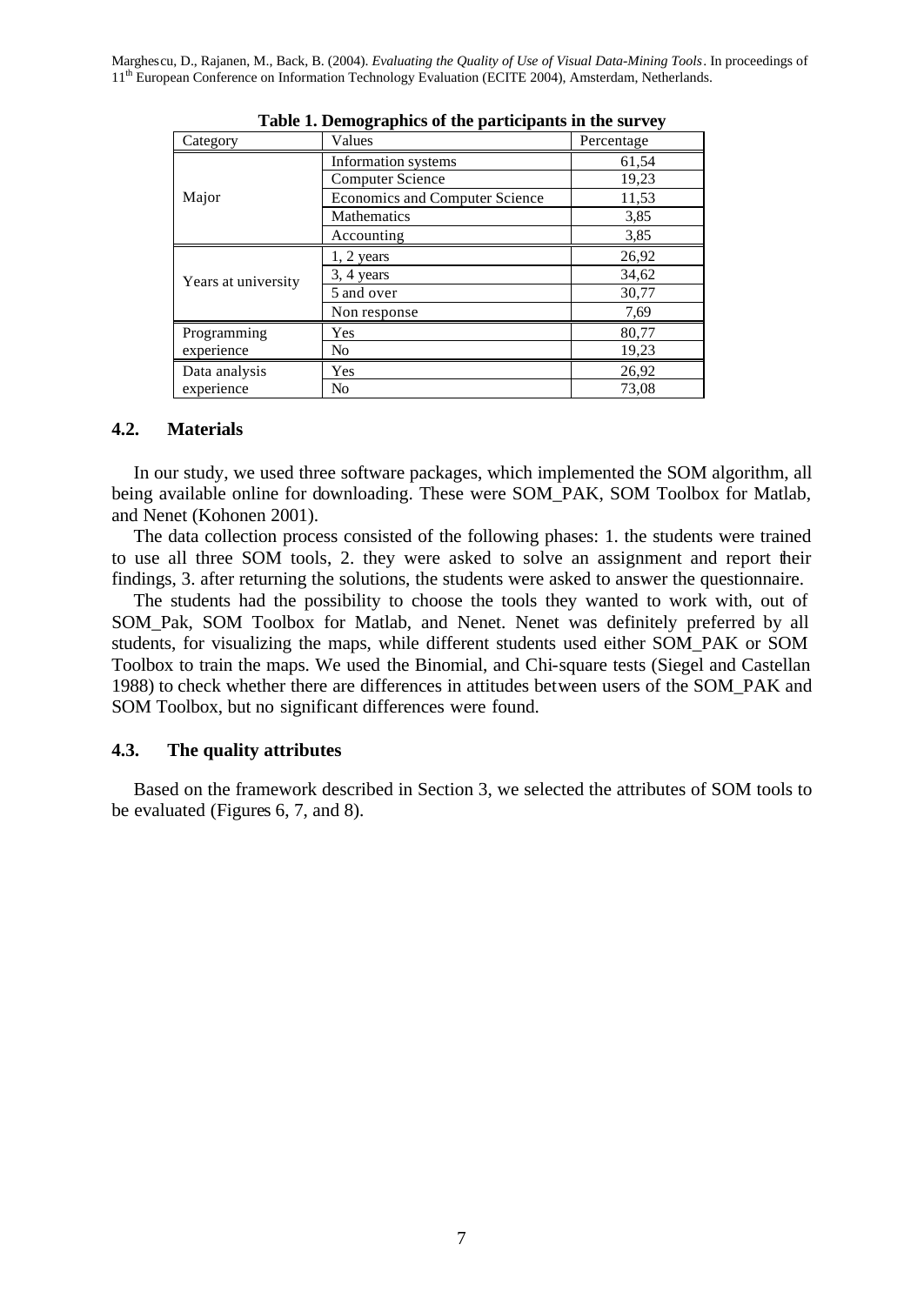**Table 1. Demographics of the participants in the survey**

| Category | Values | Percentage |
|---|---|---|
| Major | Information systems | 61,54 |
| | Computer Science | 19,23 |
| | Economics and Computer Science | 11,53 |
| | Mathematics | 3,85 |
| | Accounting | 3,85 |
| Years at university | 1, 2 years | 26,92 |
| | 3, 4 years | 34,62 |
| | 5 and over | 30,77 |
| | Non response | 7,69 |
| Programming experience | Yes | 80,77 |
| | No | 19,23 |
| Data analysis experience | Yes | 26,92 |
| | No | 73,08 |

### 4.2. Materials

In our study, we used three software packages, which implemented the SOM algorithm, all being available online for downloading. These were SOM_PAK, SOM Toolbox for Matlab, and Nenet (Kohonen 2001).

The data collection process consisted of the following phases: 1. the students were trained to use all three SOM tools, 2. they were asked to solve an assignment and report their findings, 3. after returning the solutions, the students were asked to answer the questionnaire.

The students had the possibility to choose the tools they wanted to work with, out of SOM_Pak, SOM Toolbox for Matlab, and Nenet. Nenet was definitely preferred by all students, for visualizing the maps, while different students used either SOM_PAK or SOM Toolbox to train the maps. We used the Binomial, and Chi-square tests (Siegel and Castellan 1988) to check whether there are differences in attitudes between users of the SOM_PAK and SOM Toolbox, but no significant differences were found.

### 4.3. The quality attributes

Based on the framework described in Section 3, we selected the attributes of SOM tools to be evaluated (Figures 6, 7, and 8).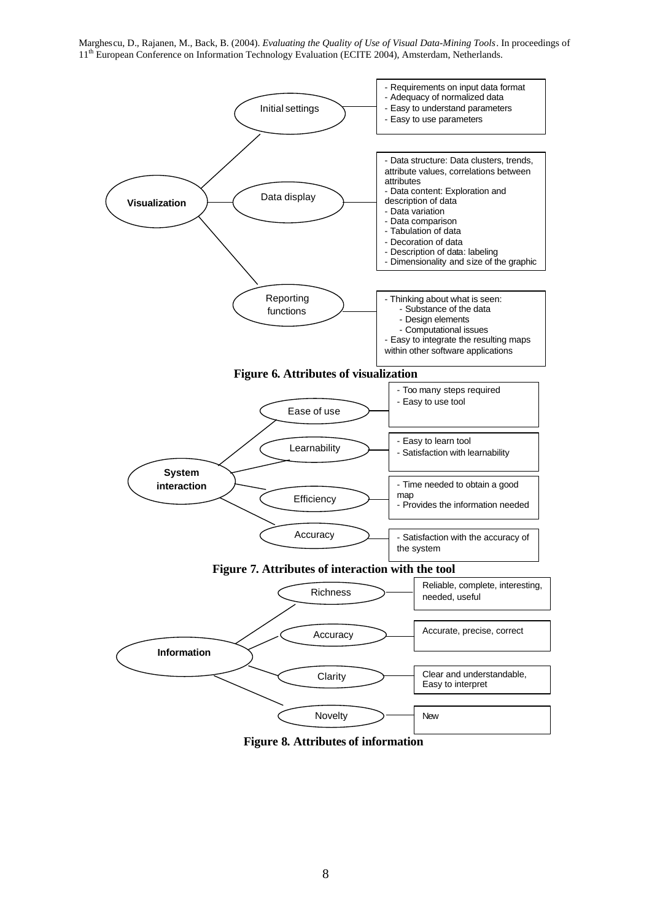**Visualization**

- **Initial settings**
  - Requirements on input data format
  - Adequacy of normalized data
  - Easy to understand parameters
  - Easy to use parameters
- **Data display**
  - Data structure: Data clusters, trends, attribute values, correlations between attributes
  - Data content: Exploration and description of data
  - Data variation
  - Data comparison
  - Tabulation of data
  - Decoration of data
  - Description of data: labeling
  - Dimensionality and size of the graphic
- **Reporting functions**
  - Thinking about what is seen:
    - Substance of the data
    - Design elements
    - Computational issues
  - Easy to integrate the resulting maps within other software applications

**Figure 6. Attributes of visualization**

**System interaction**

- **Ease of use**
  - Too many steps required
  - Easy to use tool
- **Learnability**
  - Easy to learn tool
  - Satisfaction with learnability
- **Efficiency**
  - Time needed to obtain a good map
  - Provides the information needed
- **Accuracy**
  - Satisfaction with the accuracy of the system

**Figure 7. Attributes of interaction with the tool**

**Information**

- **Richness**: Reliable, complete, interesting, needed, useful
- **Accuracy**: Accurate, precise, correct
- **Clarity**: Clear and understandable, Easy to interpret
- **Novelty**: New

**Figure 8. Attributes of information**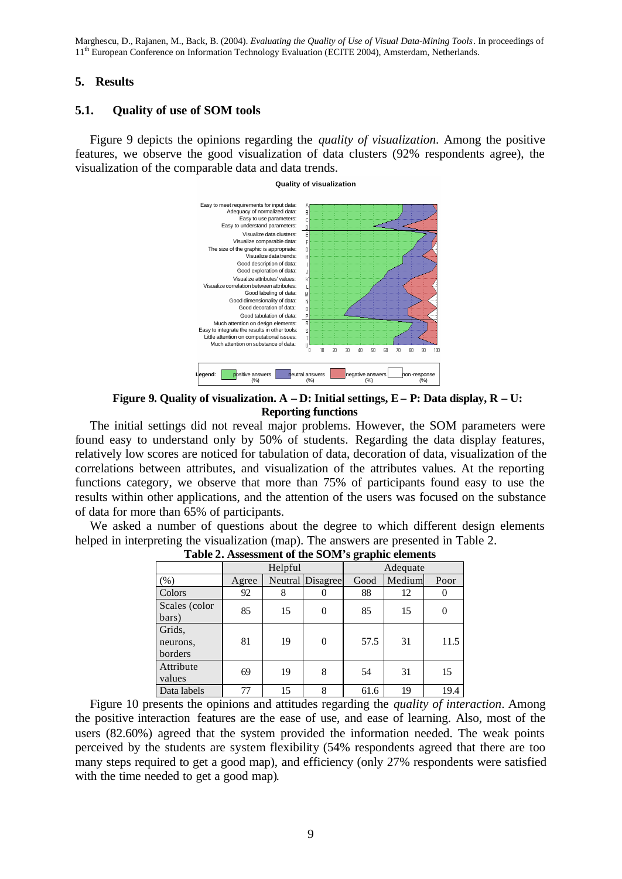## 5. Results

### 5.1. Quality of use of SOM tools

Figure 9 depicts the opinions regarding the *quality of visualization*. Among the positive features, we observe the good visualization of data clusters (92% respondents agree), the visualization of the comparable data and data trends.

**Figure 9. Quality of visualization. A – D: Initial settings, E – P: Data display, R – U: Reporting functions**

The initial settings did not reveal major problems. However, the SOM parameters were found easy to understand only by 50% of students. Regarding the data display features, relatively low scores are noticed for tabulation of data, decoration of data, visualization of the correlations between attributes, and visualization of the attributes values. At the reporting functions category, we observe that more than 75% of participants found easy to use the results within other applications, and the attention of the users was focused on the substance of data for more than 65% of participants.

We asked a number of questions about the degree to which different design elements helped in interpreting the visualization (map). The answers are presented in Table 2.

**Table 2. Assessment of the SOM's graphic elements**

| | Helpful | | | Adequate | | |
|---|---|---|---|---|---|---|
| (%) | Agree | Neutral | Disagree | Good | Medium | Poor |
| Colors | 92 | 8 | 0 | 88 | 12 | 0 |
| Scales (color bars) | 85 | 15 | 0 | 85 | 15 | 0 |
| Grids, neurons, borders | 81 | 19 | 0 | 57.5 | 31 | 11.5 |
| Attribute values | 69 | 19 | 8 | 54 | 31 | 15 |
| Data labels | 77 | 15 | 8 | 61.6 | 19 | 19.4 |

Figure 10 presents the opinions and attitudes regarding the *quality of interaction*. Among the positive interaction features are the ease of use, and ease of learning. Also, most of the users (82.60%) agreed that the system provided the information needed. The weak points perceived by the students are system flexibility (54% respondents agreed that there are too many steps required to get a good map), and efficiency (only 27% respondents were satisfied with the time needed to get a good map).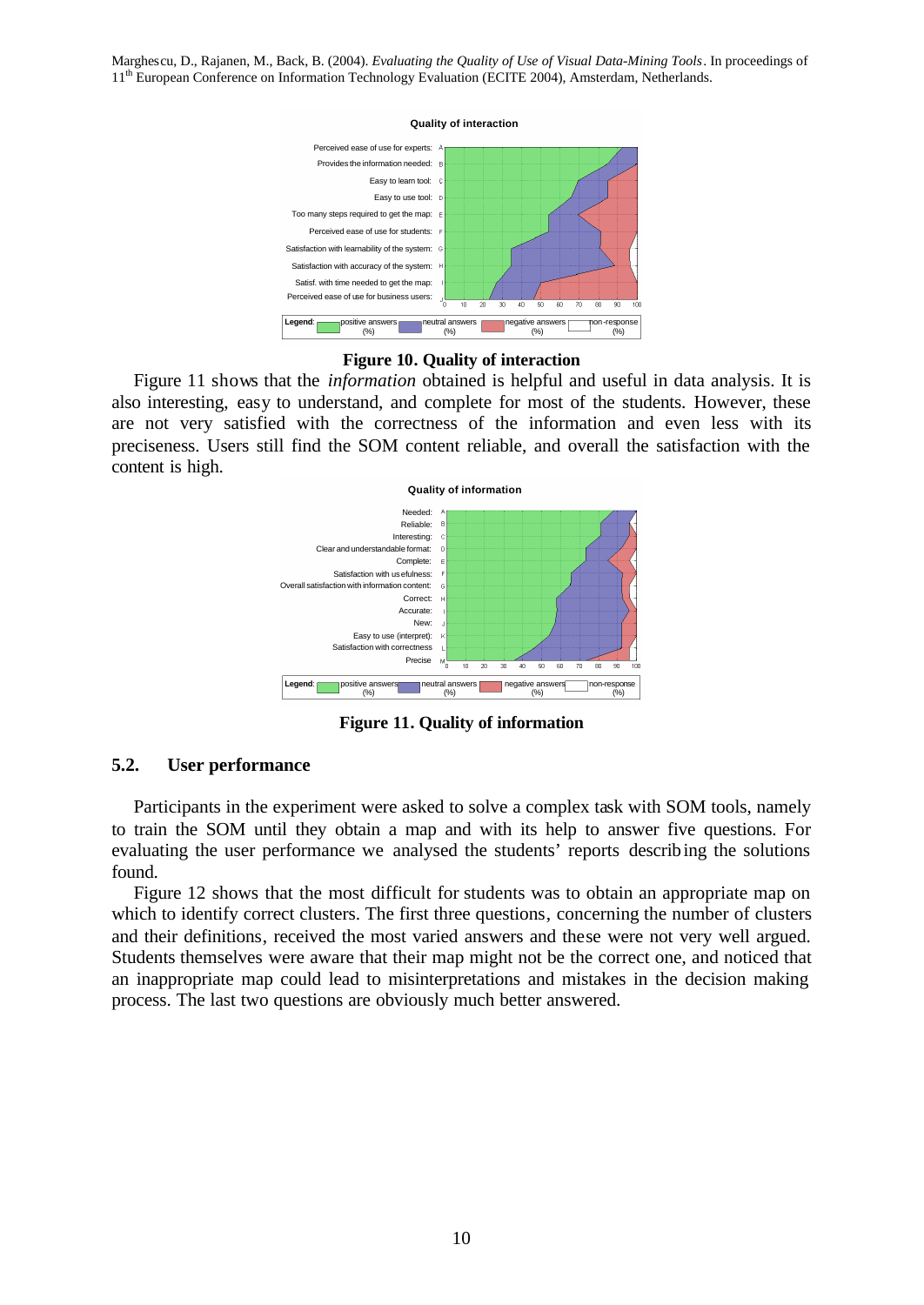**Figure 10. Quality of interaction**

Figure 11 shows that the *information* obtained is helpful and useful in data analysis. It is also interesting, easy to understand, and complete for most of the students. However, these are not very satisfied with the correctness of the information and even less with its preciseness. Users still find the SOM content reliable, and overall the satisfaction with the content is high.

**Figure 11. Quality of information**

## 5.2. User performance

Participants in the experiment were asked to solve a complex task with SOM tools, namely to train the SOM until they obtain a map and with its help to answer five questions. For evaluating the user performance we analysed the students' reports describing the solutions found.

Figure 12 shows that the most difficult for students was to obtain an appropriate map on which to identify correct clusters. The first three questions, concerning the number of clusters and their definitions, received the most varied answers and these were not very well argued. Students themselves were aware that their map might not be the correct one, and noticed that an inappropriate map could lead to misinterpretations and mistakes in the decision making process. The last two questions are obviously much better answered.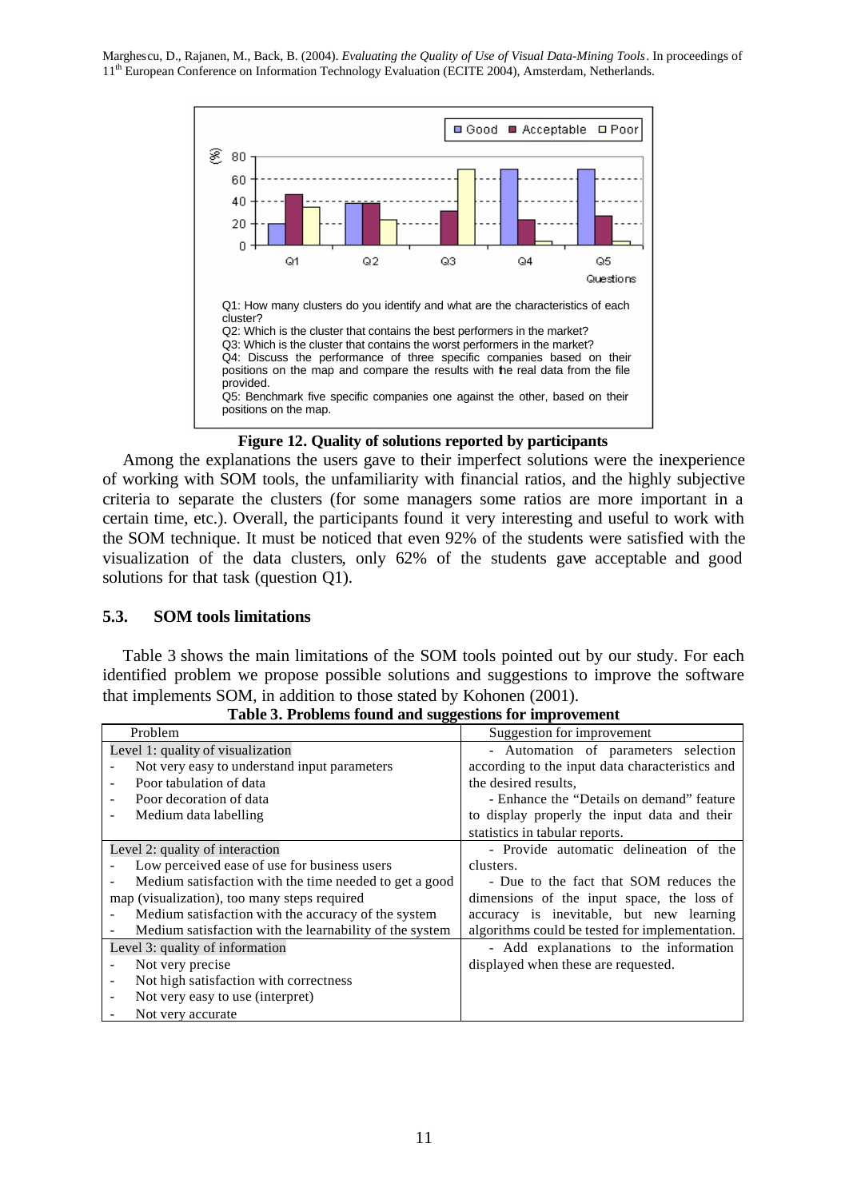Q1: How many clusters do you identify and what are the characteristics of each cluster?
Q2: Which is the cluster that contains the best performers in the market?
Q3: Which is the cluster that contains the worst performers in the market?
Q4: Discuss the performance of three specific companies based on their positions on the map and compare the results with the real data from the file provided.
Q5: Benchmark five specific companies one against the other, based on their positions on the map.

**Figure 12. Quality of solutions reported by participants**

Among the explanations the users gave to their imperfect solutions were the inexperience of working with SOM tools, the unfamiliarity with financial ratios, and the highly subjective criteria to separate the clusters (for some managers some ratios are more important in a certain time, etc.). Overall, the participants found it very interesting and useful to work with the SOM technique. It must be noticed that even 92% of the students were satisfied with the visualization of the data clusters, only 62% of the students gave acceptable and good solutions for that task (question Q1).

### 5.3. SOM tools limitations

Table 3 shows the main limitations of the SOM tools pointed out by our study. For each identified problem we propose possible solutions and suggestions to improve the software that implements SOM, in addition to those stated by Kohonen (2001).

**Table 3. Problems found and suggestions for improvement**

| Problem | Suggestion for improvement |
|---|---|
| Level 1: quality of visualization<br>- Not very easy to understand input parameters<br>- Poor tabulation of data<br>- Poor decoration of data<br>- Medium data labelling | - Automation of parameters selection according to the input data characteristics and the desired results,<br>- Enhance the "Details on demand" feature to display properly the input data and their statistics in tabular reports. |
| Level 2: quality of interaction<br>- Low perceived ease of use for business users<br>- Medium satisfaction with the time needed to get a good map (visualization), too many steps required<br>- Medium satisfaction with the accuracy of the system<br>- Medium satisfaction with the learnability of the system | - Provide automatic delineation of the clusters.<br>- Due to the fact that SOM reduces the dimensions of the input space, the loss of accuracy is inevitable, but new learning algorithms could be tested for implementation. |
| Level 3: quality of information<br>- Not very precise<br>- Not high satisfaction with correctness<br>- Not very easy to use (interpret)<br>- Not very accurate | - Add explanations to the information displayed when these are requested. |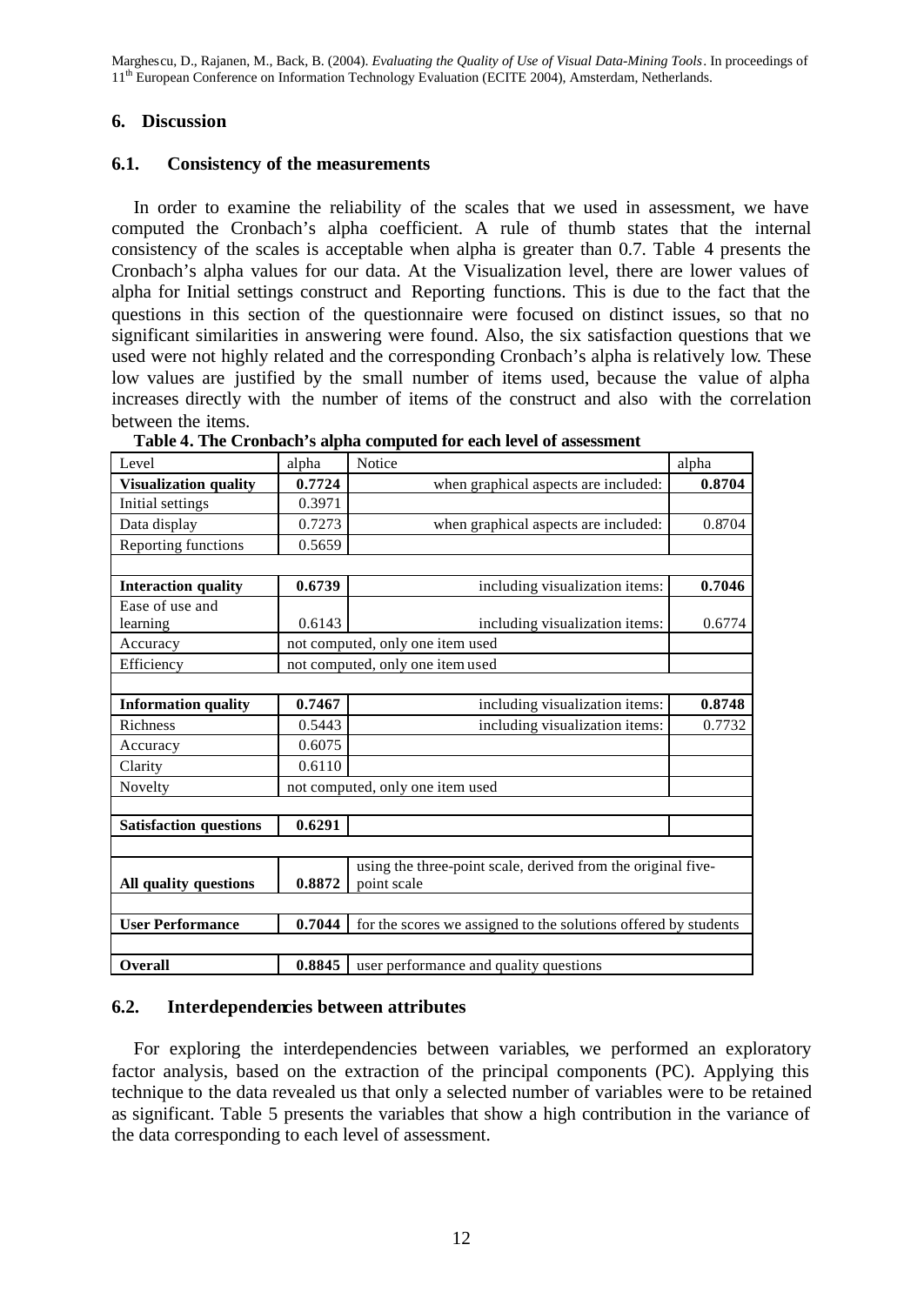## 6. Discussion

### 6.1. Consistency of the measurements

In order to examine the reliability of the scales that we used in assessment, we have computed the Cronbach's alpha coefficient. A rule of thumb states that the internal consistency of the scales is acceptable when alpha is greater than 0.7. Table 4 presents the Cronbach's alpha values for our data. At the Visualization level, there are lower values of alpha for Initial settings construct and Reporting functions. This is due to the fact that the questions in this section of the questionnaire were focused on distinct issues, so that no significant similarities in answering were found. Also, the six satisfaction questions that we used were not highly related and the corresponding Cronbach's alpha is relatively low. These low values are justified by the small number of items used, because the value of alpha increases directly with the number of items of the construct and also with the correlation between the items.

**Table 4. The Cronbach's alpha computed for each level of assessment**

| Level | alpha | Notice | alpha |
|---|---|---|---|
| **Visualization quality** | **0.7724** | when graphical aspects are included: | **0.8704** |
| Initial settings | 0.3971 | | |
| Data display | 0.7273 | when graphical aspects are included: | 0.8704 |
| Reporting functions | 0.5659 | | |
| | | | |
| **Interaction quality** | **0.6739** | including visualization items: | **0.7046** |
| Ease of use and learning | 0.6143 | including visualization items: | 0.6774 |
| Accuracy | not computed, only one item used | | |
| Efficiency | not computed, only one item used | | |
| | | | |
| **Information quality** | **0.7467** | including visualization items: | **0.8748** |
| Richness | 0.5443 | including visualization items: | 0.7732 |
| Accuracy | 0.6075 | | |
| Clarity | 0.6110 | | |
| Novelty | not computed, only one item used | | |
| | | | |
| **Satisfaction questions** | **0.6291** | | |
| | | | |
| **All quality questions** | **0.8872** | using the three-point scale, derived from the original five-point scale | |
| | | | |
| **User Performance** | **0.7044** | for the scores we assigned to the solutions offered by students | |
| | | | |
| **Overall** | **0.8845** | user performance and quality questions | |

### 6.2. Interdependencies between attributes

For exploring the interdependencies between variables, we performed an exploratory factor analysis, based on the extraction of the principal components (PC). Applying this technique to the data revealed us that only a selected number of variables were to be retained as significant. Table 5 presents the variables that show a high contribution in the variance of the data corresponding to each level of assessment.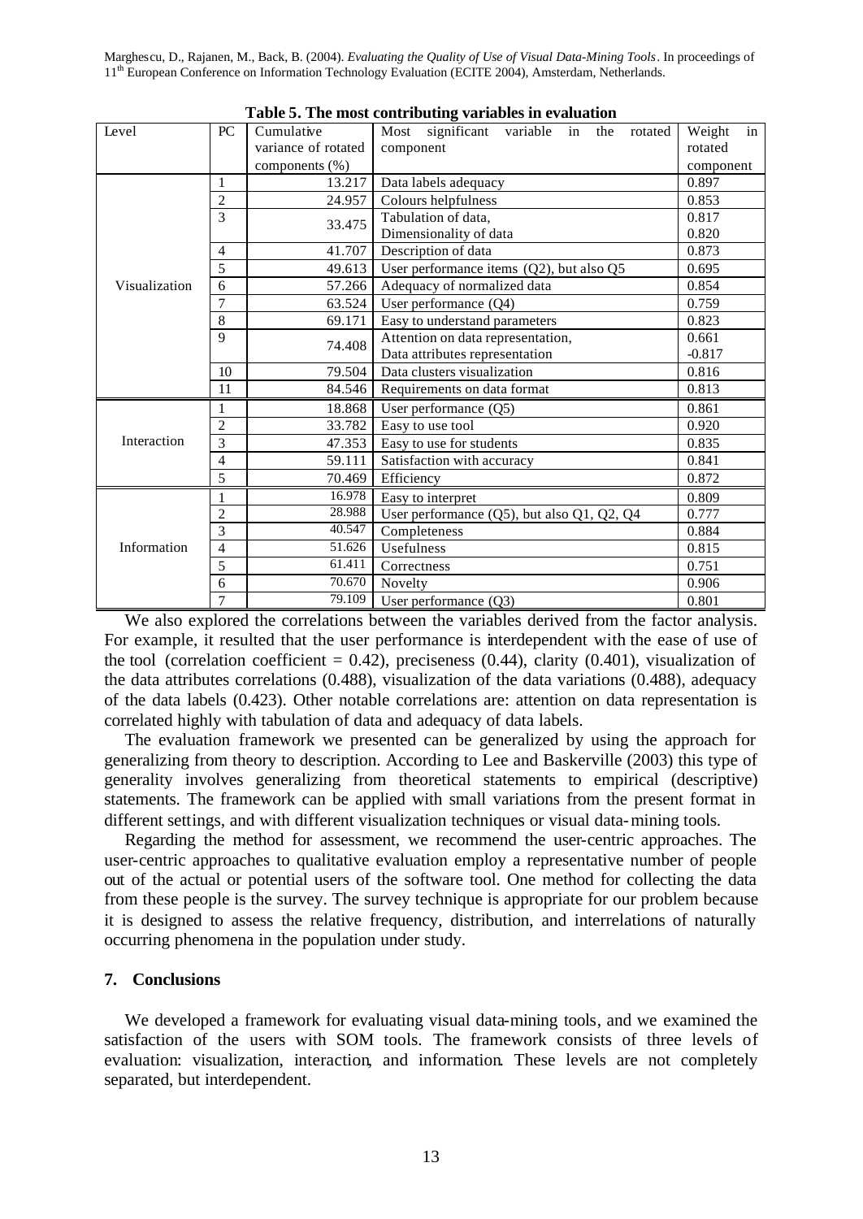**Table 5. The most contributing variables in evaluation**

| Level | PC | Cumulative variance of rotated components (%) | Most significant variable in the rotated component | Weight in rotated component |
|---|---|---|---|---|
| Visualization | 1 | 13.217 | Data labels adequacy | 0.897 |
| | 2 | 24.957 | Colours helpfulness | 0.853 |
| | 3 | 33.475 | Tabulation of data, Dimensionality of data | 0.817 0.820 |
| | 4 | 41.707 | Description of data | 0.873 |
| | 5 | 49.613 | User performance items (Q2), but also Q5 | 0.695 |
| | 6 | 57.266 | Adequacy of normalized data | 0.854 |
| | 7 | 63.524 | User performance (Q4) | 0.759 |
| | 8 | 69.171 | Easy to understand parameters | 0.823 |
| | 9 | 74.408 | Attention on data representation, Data attributes representation | 0.661 -0.817 |
| | 10 | 79.504 | Data clusters visualization | 0.816 |
| | 11 | 84.546 | Requirements on data format | 0.813 |
| Interaction | 1 | 18.868 | User performance (Q5) | 0.861 |
| | 2 | 33.782 | Easy to use tool | 0.920 |
| | 3 | 47.353 | Easy to use for students | 0.835 |
| | 4 | 59.111 | Satisfaction with accuracy | 0.841 |
| | 5 | 70.469 | Efficiency | 0.872 |
| Information | 1 | 16.978 | Easy to interpret | 0.809 |
| | 2 | 28.988 | User performance (Q5), but also Q1, Q2, Q4 | 0.777 |
| | 3 | 40.547 | Completeness | 0.884 |
| | 4 | 51.626 | Usefulness | 0.815 |
| | 5 | 61.411 | Correctness | 0.751 |
| | 6 | 70.670 | Novelty | 0.906 |
| | 7 | 79.109 | User performance (Q3) | 0.801 |

We also explored the correlations between the variables derived from the factor analysis. For example, it resulted that the user performance is interdependent with the ease of use of the tool (correlation coefficient = 0.42), preciseness (0.44), clarity (0.401), visualization of the data attributes correlations (0.488), visualization of the data variations (0.488), adequacy of the data labels (0.423). Other notable correlations are: attention on data representation is correlated highly with tabulation of data and adequacy of data labels.

The evaluation framework we presented can be generalized by using the approach for generalizing from theory to description. According to Lee and Baskerville (2003) this type of generality involves generalizing from theoretical statements to empirical (descriptive) statements. The framework can be applied with small variations from the present format in different settings, and with different visualization techniques or visual data-mining tools.

Regarding the method for assessment, we recommend the user-centric approaches. The user-centric approaches to qualitative evaluation employ a representative number of people out of the actual or potential users of the software tool. One method for collecting the data from these people is the survey. The survey technique is appropriate for our problem because it is designed to assess the relative frequency, distribution, and interrelations of naturally occurring phenomena in the population under study.

## 7. Conclusions

We developed a framework for evaluating visual data-mining tools, and we examined the satisfaction of the users with SOM tools. The framework consists of three levels of evaluation: visualization, interaction, and information. These levels are not completely separated, but interdependent.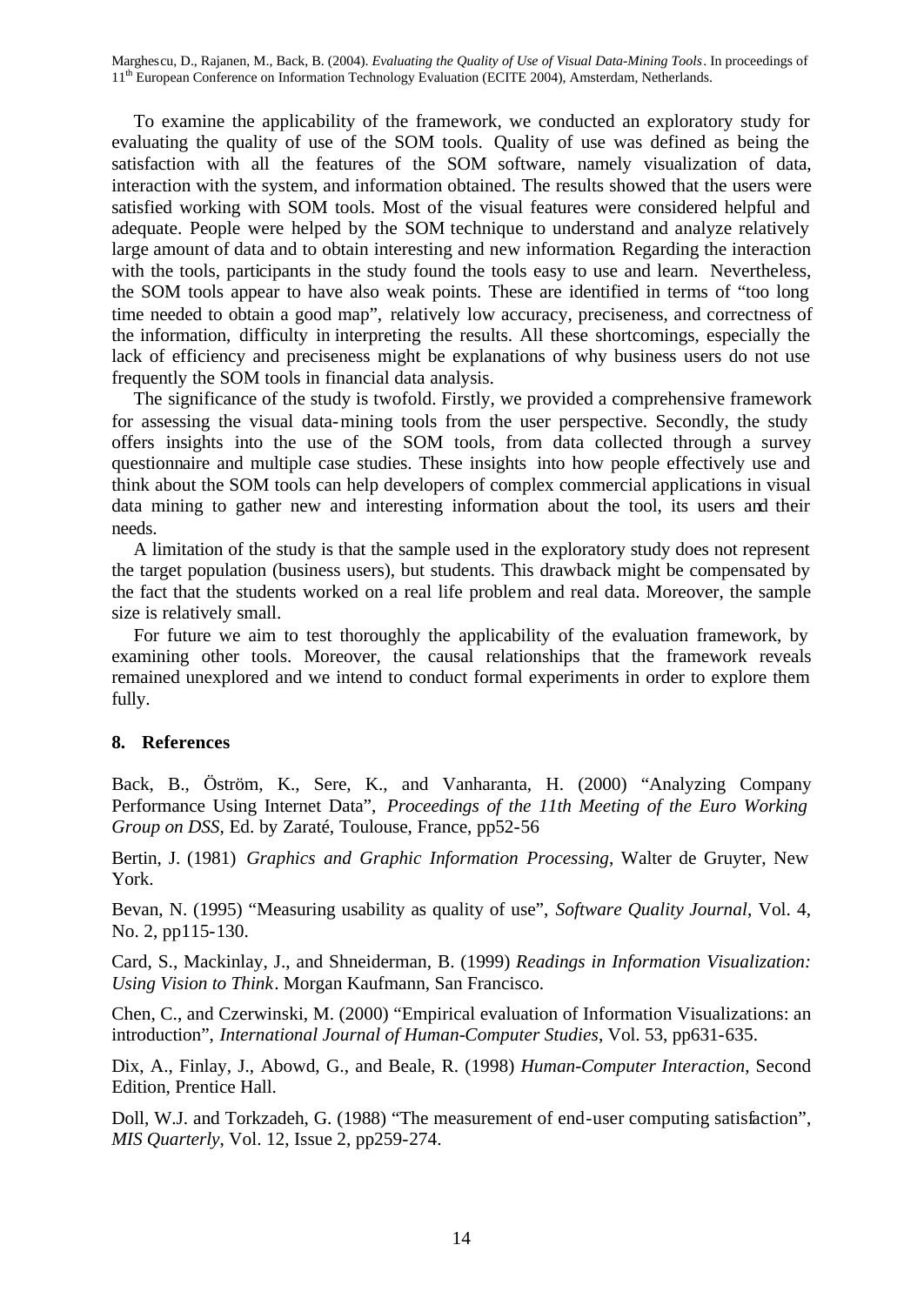To examine the applicability of the framework, we conducted an exploratory study for evaluating the quality of use of the SOM tools. Quality of use was defined as being the satisfaction with all the features of the SOM software, namely visualization of data, interaction with the system, and information obtained. The results showed that the users were satisfied working with SOM tools. Most of the visual features were considered helpful and adequate. People were helped by the SOM technique to understand and analyze relatively large amount of data and to obtain interesting and new information. Regarding the interaction with the tools, participants in the study found the tools easy to use and learn. Nevertheless, the SOM tools appear to have also weak points. These are identified in terms of "too long time needed to obtain a good map", relatively low accuracy, preciseness, and correctness of the information, difficulty in interpreting the results. All these shortcomings, especially the lack of efficiency and preciseness might be explanations of why business users do not use frequently the SOM tools in financial data analysis.

The significance of the study is twofold. Firstly, we provided a comprehensive framework for assessing the visual data-mining tools from the user perspective. Secondly, the study offers insights into the use of the SOM tools, from data collected through a survey questionnaire and multiple case studies. These insights into how people effectively use and think about the SOM tools can help developers of complex commercial applications in visual data mining to gather new and interesting information about the tool, its users and their needs.

A limitation of the study is that the sample used in the exploratory study does not represent the target population (business users), but students. This drawback might be compensated by the fact that the students worked on a real life problem and real data. Moreover, the sample size is relatively small.

For future we aim to test thoroughly the applicability of the evaluation framework, by examining other tools. Moreover, the causal relationships that the framework reveals remained unexplored and we intend to conduct formal experiments in order to explore them fully.

## 8. References

Back, B., Öström, K., Sere, K., and Vanharanta, H. (2000) "Analyzing Company Performance Using Internet Data", *Proceedings of the 11th Meeting of the Euro Working Group on DSS*, Ed. by Zaraté, Toulouse, France, pp52-56

Bertin, J. (1981) *Graphics and Graphic Information Processing*, Walter de Gruyter, New York.

Bevan, N. (1995) "Measuring usability as quality of use", *Software Quality Journal*, Vol. 4, No. 2, pp115-130.

Card, S., Mackinlay, J., and Shneiderman, B. (1999) *Readings in Information Visualization: Using Vision to Think*. Morgan Kaufmann, San Francisco.

Chen, C., and Czerwinski, M. (2000) "Empirical evaluation of Information Visualizations: an introduction", *International Journal of Human-Computer Studies*, Vol. 53, pp631-635.

Dix, A., Finlay, J., Abowd, G., and Beale, R. (1998) *Human-Computer Interaction*, Second Edition, Prentice Hall.

Doll, W.J. and Torkzadeh, G. (1988) "The measurement of end-user computing satisfaction", *MIS Quarterly*, Vol. 12, Issue 2, pp259-274.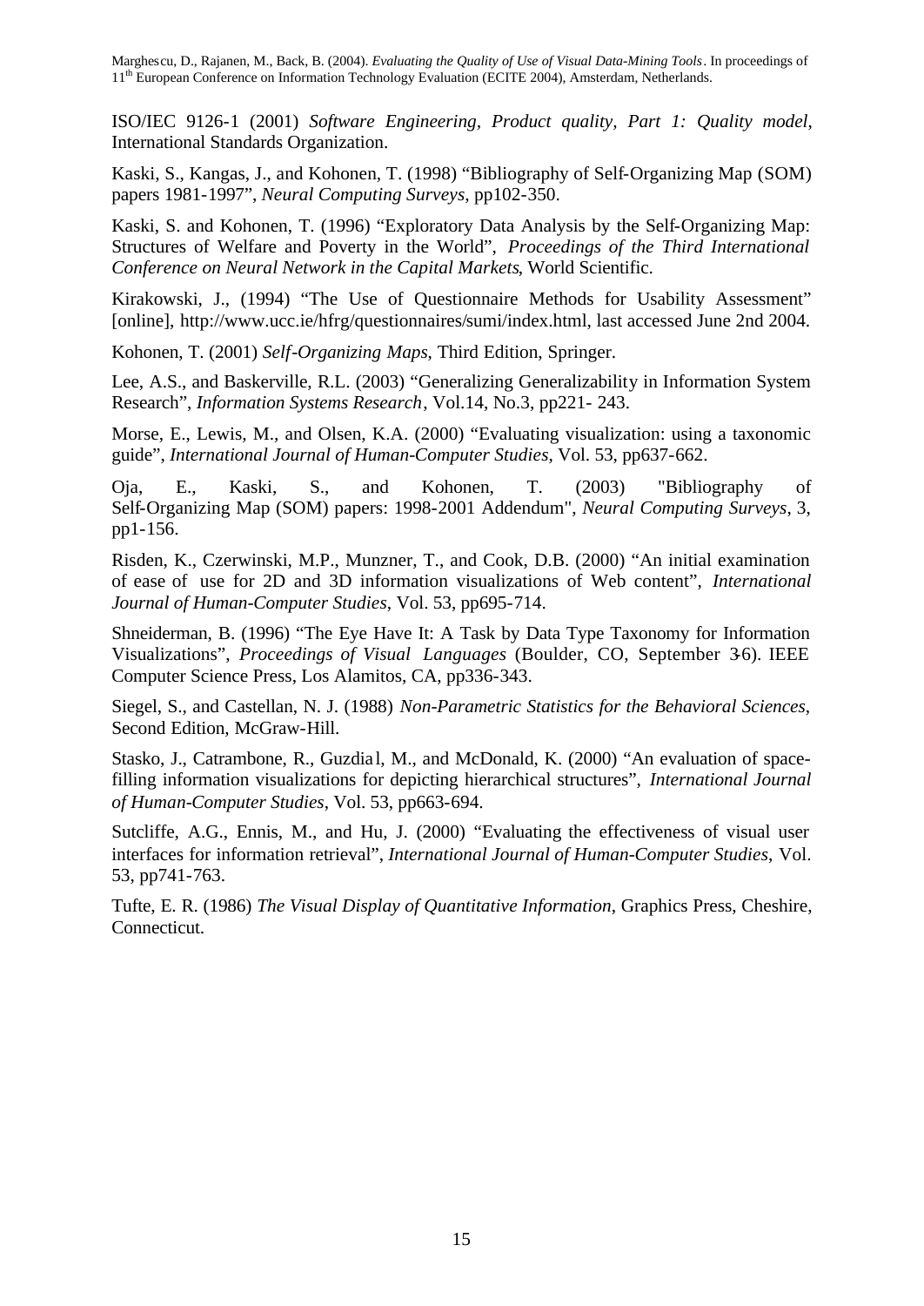ISO/IEC 9126-1 (2001) *Software Engineering, Product quality, Part 1: Quality model*, International Standards Organization.

Kaski, S., Kangas, J., and Kohonen, T. (1998) "Bibliography of Self-Organizing Map (SOM) papers 1981-1997", *Neural Computing Surveys*, pp102-350.

Kaski, S. and Kohonen, T. (1996) "Exploratory Data Analysis by the Self-Organizing Map: Structures of Welfare and Poverty in the World", *Proceedings of the Third International Conference on Neural Network in the Capital Markets*, World Scientific.

Kirakowski, J., (1994) "The Use of Questionnaire Methods for Usability Assessment" [online], http://www.ucc.ie/hfrg/questionnaires/sumi/index.html, last accessed June 2nd 2004.

Kohonen, T. (2001) *Self-Organizing Maps*, Third Edition, Springer.

Lee, A.S., and Baskerville, R.L. (2003) "Generalizing Generalizability in Information System Research", *Information Systems Research*, Vol.14, No.3, pp221- 243.

Morse, E., Lewis, M., and Olsen, K.A. (2000) "Evaluating visualization: using a taxonomic guide", *International Journal of Human-Computer Studies*, Vol. 53, pp637-662.

Oja, E., Kaski, S., and Kohonen, T. (2003) "Bibliography of Self-Organizing Map (SOM) papers: 1998-2001 Addendum", *Neural Computing Surveys*, 3, pp1-156.

Risden, K., Czerwinski, M.P., Munzner, T., and Cook, D.B. (2000) "An initial examination of ease of use for 2D and 3D information visualizations of Web content", *International Journal of Human-Computer Studies*, Vol. 53, pp695-714.

Shneiderman, B. (1996) "The Eye Have It: A Task by Data Type Taxonomy for Information Visualizations", *Proceedings of Visual Languages* (Boulder, CO, September 3-6). IEEE Computer Science Press, Los Alamitos, CA, pp336-343.

Siegel, S., and Castellan, N. J. (1988) *Non-Parametric Statistics for the Behavioral Sciences*, Second Edition, McGraw-Hill.

Stasko, J., Catrambone, R., Guzdial, M., and McDonald, K. (2000) "An evaluation of space-filling information visualizations for depicting hierarchical structures", *International Journal of Human-Computer Studies*, Vol. 53, pp663-694.

Sutcliffe, A.G., Ennis, M., and Hu, J. (2000) "Evaluating the effectiveness of visual user interfaces for information retrieval", *International Journal of Human-Computer Studies*, Vol. 53, pp741-763.

Tufte, E. R. (1986) *The Visual Display of Quantitative Information*, Graphics Press, Cheshire, Connecticut.